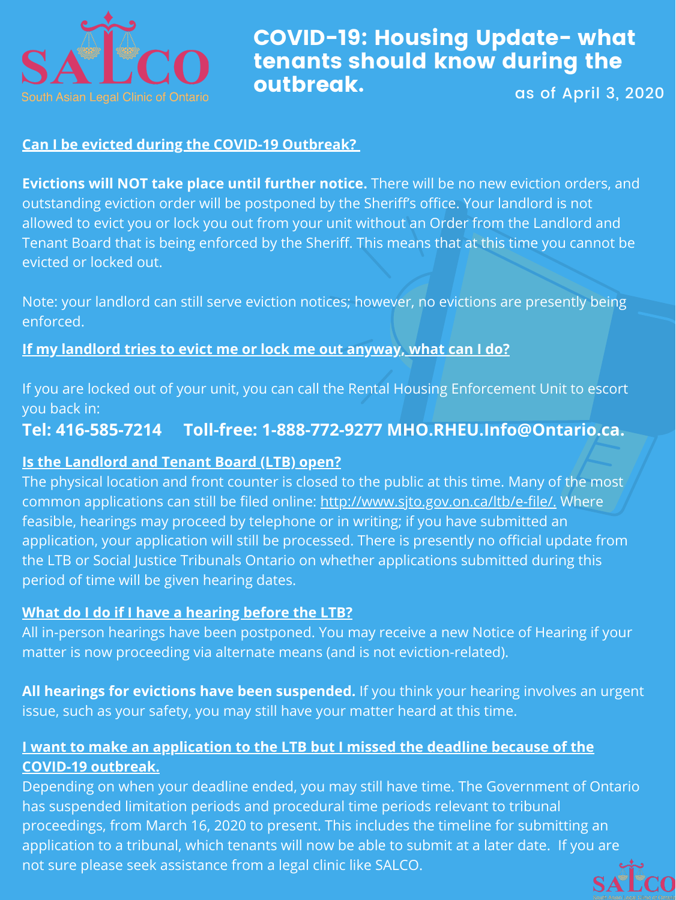SALCO

South Asian Legal Clinic of Ontario

# COVID-19: Housing Update- what tenants should know during the outbreak.

as of April 3, 2020

## Can I be evicted during the COVID-19 Outbreak?

**Evictions will NOT take place until further notice.** There will be no new eviction orders, and outstanding eviction order will be postponed by the Sheriff's office. Your landlord is not allowed to evict you or lock you out from your unit without an Order from the Landlord and Tenant Board that is being enforced by the Sheriff. This means that at this time you cannot be evicted or locked out.

Note: your landlord can still serve eviction notices; however, no evictions are presently being enforced.

## If my landlord tries to evict me or lock me out anyway, what can I do?

If you are locked out of your unit, you can call the Rental Housing Enforcement Unit to escort you back in:

**Tel: 416-585-7214     Toll-free: 1-888-772-9277 MHO.RHEU.Info@Ontario.ca.**

## Is the Landlord and Tenant Board (LTB) open?

The physical location and front counter is closed to the public at this time. Many of the most common applications can still be filed online: http://www.sjto.gov.on.ca/ltb/e-file/. Where feasible, hearings may proceed by telephone or in writing; if you have submitted an application, your application will still be processed. There is presently no official update from the LTB or Social Justice Tribunals Ontario on whether applications submitted during this period of time will be given hearing dates.

## What do I do if I have a hearing before the LTB?

All in-person hearings have been postponed. You may receive a new Notice of Hearing if your matter is now proceeding via alternate means (and is not eviction-related).

**All hearings for evictions have been suspended.** If you think your hearing involves an urgent issue, such as your safety, you may still have your matter heard at this time.

## I want to make an application to the LTB but I missed the deadline because of the COVID-19 outbreak.

Depending on when your deadline ended, you may still have time. The Government of Ontario has suspended limitation periods and procedural time periods relevant to tribunal proceedings, from March 16, 2020 to present. This includes the timeline for submitting an application to a tribunal, which tenants will now be able to submit at a later date. If you are not sure please seek assistance from a legal clinic like SALCO.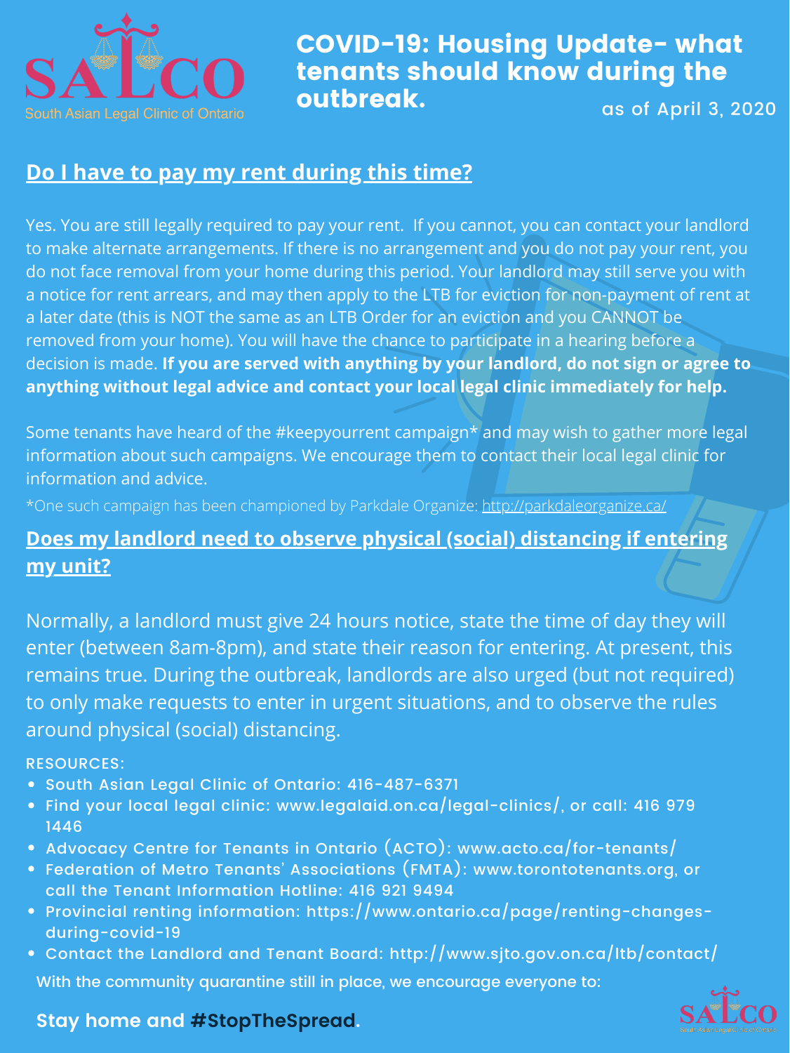SALCO
South Asian Legal Clinic of Ontario

# COVID-19: Housing Update- what tenants should know during the outbreak.

as of April 3, 2020

## Do I have to pay my rent during this time?

Yes. You are still legally required to pay your rent. If you cannot, you can contact your landlord to make alternate arrangements. If there is no arrangement and you do not pay your rent, you do not face removal from your home during this period. Your landlord may still serve you with a notice for rent arrears, and may then apply to the LTB for eviction for non-payment of rent at a later date (this is NOT the same as an LTB Order for an eviction and you CANNOT be removed from your home). You will have the chance to participate in a hearing before a decision is made. **If you are served with anything by your landlord, do not sign or agree to anything without legal advice and contact your local legal clinic immediately for help.**

Some tenants have heard of the #keepyourrent campaign* and may wish to gather more legal information about such campaigns. We encourage them to contact their local legal clinic for information and advice.

*One such campaign has been championed by Parkdale Organize: http://parkdaleorganize.ca/

## Does my landlord need to observe physical (social) distancing if entering my unit?

Normally, a landlord must give 24 hours notice, state the time of day they will enter (between 8am-8pm), and state their reason for entering. At present, this remains true. During the outbreak, landlords are also urged (but not required) to only make requests to enter in urgent situations, and to observe the rules around physical (social) distancing.

RESOURCES:

- South Asian Legal Clinic of Ontario: 416-487-6371
- Find your local legal clinic: www.legalaid.on.ca/legal-clinics/, or call: 416 979 1446
- Advocacy Centre for Tenants in Ontario (ACTO): www.acto.ca/for-tenants/
- Federation of Metro Tenants' Associations (FMTA): www.torontotenants.org, or call the Tenant Information Hotline: 416 921 9494
- Provincial renting information: https://www.ontario.ca/page/renting-changes-during-covid-19
- Contact the Landlord and Tenant Board: http://www.sjto.gov.on.ca/ltb/contact/

With the community quarantine still in place, we encourage everyone to:

**Stay home and #StopTheSpread.**